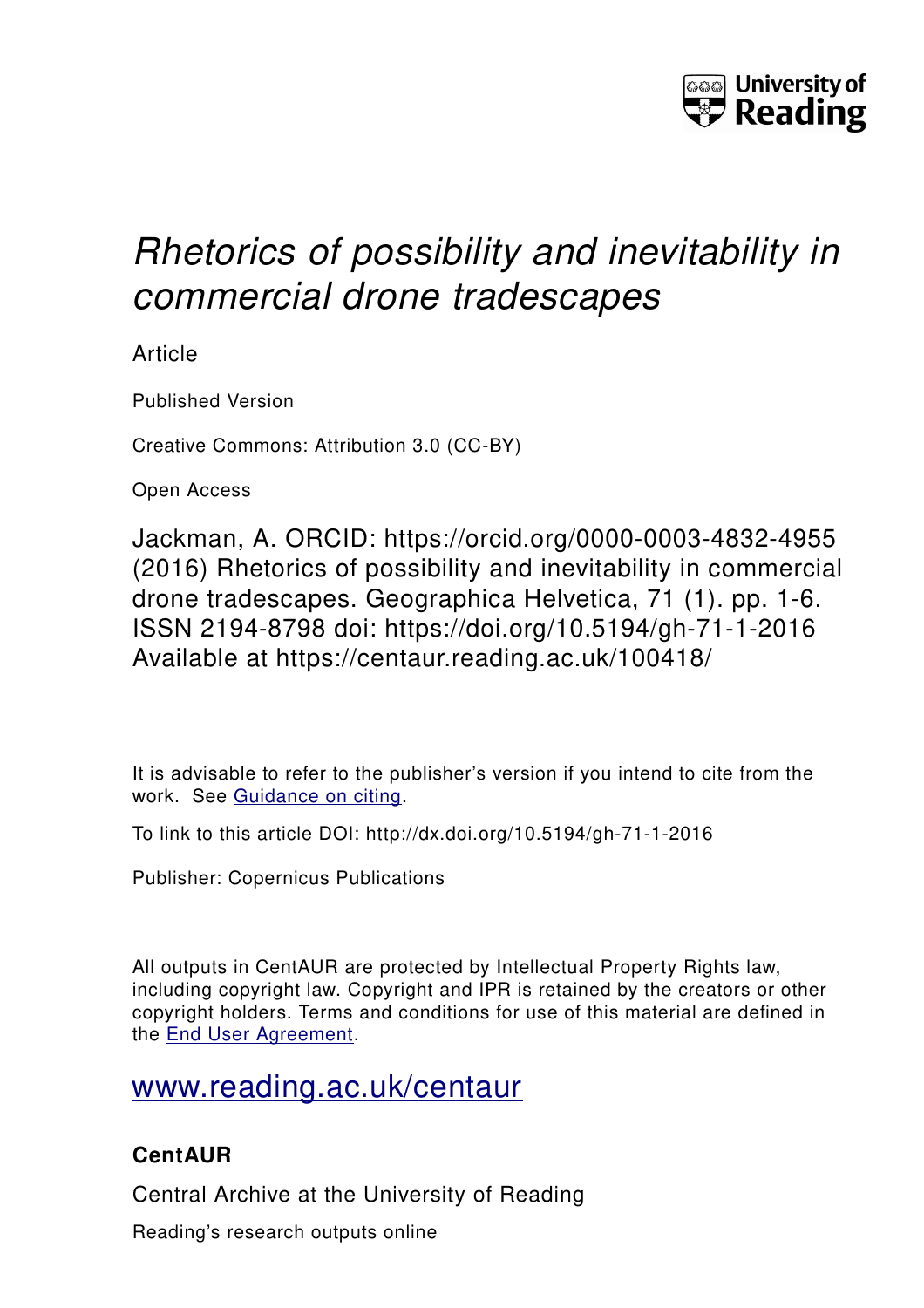University of Reading

# *Rhetorics of possibility and inevitability in commercial drone tradescapes*

Article

Published Version

Creative Commons: Attribution 3.0 (CC-BY)

Open Access

Jackman, A. ORCID: https://orcid.org/0000-0003-4832-4955 (2016) Rhetorics of possibility and inevitability in commercial drone tradescapes. Geographica Helvetica, 71 (1). pp. 1-6. ISSN 2194-8798 doi: https://doi.org/10.5194/gh-71-1-2016 Available at https://centaur.reading.ac.uk/100418/

It is advisable to refer to the publisher's version if you intend to cite from the work. See Guidance on citing.

To link to this article DOI: http://dx.doi.org/10.5194/gh-71-1-2016

Publisher: Copernicus Publications

All outputs in CentAUR are protected by Intellectual Property Rights law, including copyright law. Copyright and IPR is retained by the creators or other copyright holders. Terms and conditions for use of this material are defined in the End User Agreement.

www.reading.ac.uk/centaur

**CentAUR**

Central Archive at the University of Reading

Reading's research outputs online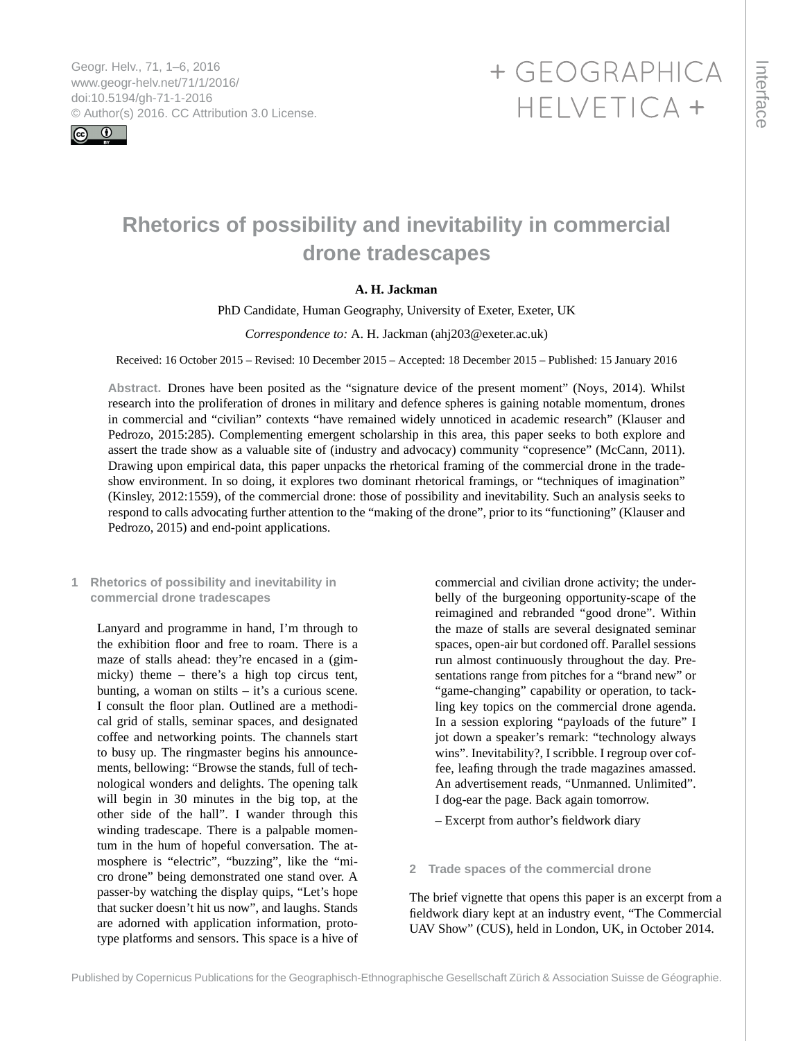# Rhetorics of possibility and inevitability in commercial drone tradescapes

**A. H. Jackman**

PhD Candidate, Human Geography, University of Exeter, Exeter, UK

*Correspondence to:* A. H. Jackman (ahj203@exeter.ac.uk)

Received: 16 October 2015 – Revised: 10 December 2015 – Accepted: 18 December 2015 – Published: 15 January 2016

**Abstract.** Drones have been posited as the "signature device of the present moment" (Noys, 2014). Whilst research into the proliferation of drones in military and defence spheres is gaining notable momentum, drones in commercial and "civilian" contexts "have remained widely unnoticed in academic research" (Klauser and Pedrozo, 2015:285). Complementing emergent scholarship in this area, this paper seeks to both explore and assert the trade show as a valuable site of (industry and advocacy) community "copresence" (McCann, 2011). Drawing upon empirical data, this paper unpacks the rhetorical framing of the commercial drone in the trade-show environment. In so doing, it explores two dominant rhetorical framings, or "techniques of imagination" (Kinsley, 2012:1559), of the commercial drone: those of possibility and inevitability. Such an analysis seeks to respond to calls advocating further attention to the "making of the drone", prior to its "functioning" (Klauser and Pedrozo, 2015) and end-point applications.

## 1 Rhetorics of possibility and inevitability in commercial drone tradescapes

> Lanyard and programme in hand, I'm through to the exhibition floor and free to roam. There is a maze of stalls ahead: they're encased in a (gimmicky) theme – there's a high top circus tent, bunting, a woman on stilts – it's a curious scene. I consult the floor plan. Outlined are a methodical grid of stalls, seminar spaces, and designated coffee and networking points. The channels start to busy up. The ringmaster begins his announcements, bellowing: "Browse the stands, full of technological wonders and delights. The opening talk will begin in 30 minutes in the big top, at the other side of the hall". I wander through this winding tradescape. There is a palpable momentum in the hum of hopeful conversation. The atmosphere is "electric", "buzzing", like the "micro drone" being demonstrated one stand over. A passer-by watching the display quips, "Let's hope that sucker doesn't hit us now", and laughs. Stands are adorned with application information, prototype platforms and sensors. This space is a hive of commercial and civilian drone activity; the underbelly of the burgeoning opportunity-scape of the reimagined and rebranded "good drone". Within the maze of stalls are several designated seminar spaces, open-air but cordoned off. Parallel sessions run almost continuously throughout the day. Presentations range from pitches for a "brand new" or "game-changing" capability or operation, to tackling key topics on the commercial drone agenda. In a session exploring "payloads of the future" I jot down a speaker's remark: "technology always wins". Inevitability?, I scribble. I regroup over coffee, leafing through the trade magazines amassed. An advertisement reads, "Unmanned. Unlimited". I dog-ear the page. Back again tomorrow.
>
> – Excerpt from author's fieldwork diary

## 2 Trade spaces of the commercial drone

The brief vignette that opens this paper is an excerpt from a fieldwork diary kept at an industry event, "The Commercial UAV Show" (CUS), held in London, UK, in October 2014.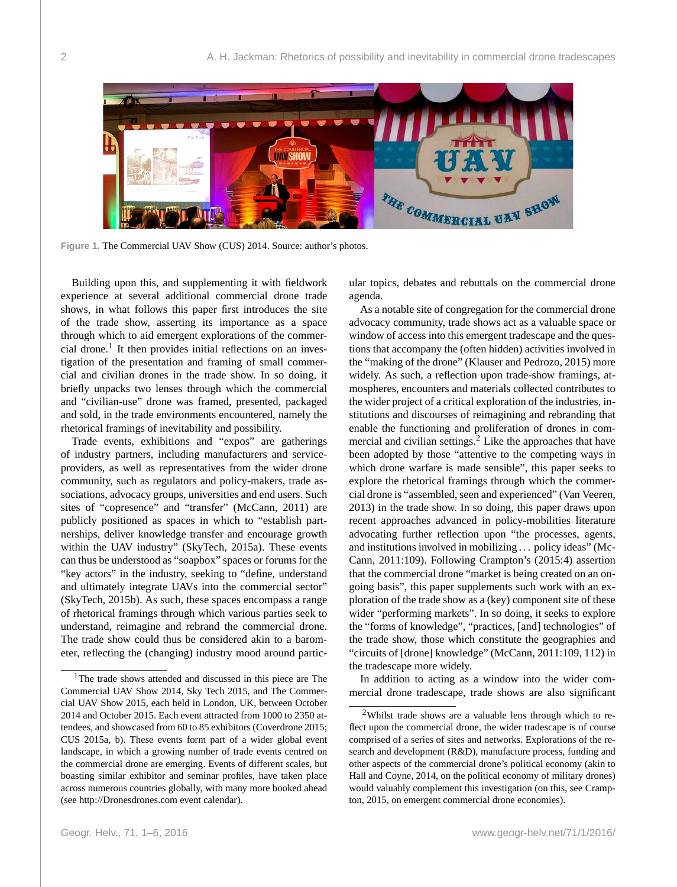Figure 1. The Commercial UAV Show (CUS) 2014. Source: author's photos.

Building upon this, and supplementing it with fieldwork experience at several additional commercial drone trade shows, in what follows this paper first introduces the site of the trade show, asserting its importance as a space through which to aid emergent explorations of the commercial drone.[1] It then provides initial reflections on an investigation of the presentation and framing of small commercial and civilian drones in the trade show. In so doing, it briefly unpacks two lenses through which the commercial and "civilian-use" drone was framed, presented, packaged and sold, in the trade environments encountered, namely the rhetorical framings of inevitability and possibility.

Trade events, exhibitions and "expos" are gatherings of industry partners, including manufacturers and service-providers, as well as representatives from the wider drone community, such as regulators and policy-makers, trade associations, advocacy groups, universities and end users. Such sites of "copresence" and "transfer" (McCann, 2011) are publicly positioned as spaces in which to "establish partnerships, deliver knowledge transfer and encourage growth within the UAV industry" (SkyTech, 2015a). These events can thus be understood as "soapbox" spaces or forums for the "key actors" in the industry, seeking to "define, understand and ultimately integrate UAVs into the commercial sector" (SkyTech, 2015b). As such, these spaces encompass a range of rhetorical framings through which various parties seek to understand, reimagine and rebrand the commercial drone. The trade show could thus be considered akin to a barometer, reflecting the (changing) industry mood around particular topics, debates and rebuttals on the commercial drone agenda.

As a notable site of congregation for the commercial drone advocacy community, trade shows act as a valuable space or window of access into this emergent tradescape and the questions that accompany the (often hidden) activities involved in the "making of the drone" (Klauser and Pedrozo, 2015) more widely. As such, a reflection upon trade-show framings, atmospheres, encounters and materials collected contributes to the wider project of a critical exploration of the industries, institutions and discourses of reimagining and rebranding that enable the functioning and proliferation of drones in commercial and civilian settings.[2] Like the approaches that have been adopted by those "attentive to the competing ways in which drone warfare is made sensible", this paper seeks to explore the rhetorical framings through which the commercial drone is "assembled, seen and experienced" (Van Veeren, 2013) in the trade show. In so doing, this paper draws upon recent approaches advanced in policy-mobilities literature advocating further reflection upon "the processes, agents, and institutions involved in mobilizing ... policy ideas" (McCann, 2011:109). Following Crampton's (2015:4) assertion that the commercial drone "market is being created on an ongoing basis", this paper supplements such work with an exploration of the trade show as a (key) component site of these wider "performing markets". In so doing, it seeks to explore the "forms of knowledge", "practices, [and] technologies" of the trade show, those which constitute the geographies and "circuits of [drone] knowledge" (McCann, 2011:109, 112) in the tradescape more widely.

In addition to acting as a window into the wider commercial drone tradescape, trade shows are also significant

[1] The trade shows attended and discussed in this piece are The Commercial UAV Show 2014, Sky Tech 2015, and The Commercial UAV Show 2015, each held in London, UK, between October 2014 and October 2015. Each event attracted from 1000 to 2350 attendees, and showcased from 60 to 85 exhibitors (Coverdrone 2015; CUS 2015a, b). These events form part of a wider global event landscape, in which a growing number of trade events centred on the commercial drone are emerging. Events of different scales, but boasting similar exhibitor and seminar profiles, have taken place across numerous countries globally, with many more booked ahead (see http://Dronesdrones.com event calendar).

[2] Whilst trade shows are a valuable lens through which to reflect upon the commercial drone, the wider tradescape is of course comprised of a series of sites and networks. Explorations of the research and development (R&D), manufacture process, funding and other aspects of the commercial drone's political economy (akin to Hall and Coyne, 2014, on the political economy of military drones) would valuably complement this investigation (on this, see Crampton, 2015, on emergent commercial drone economies).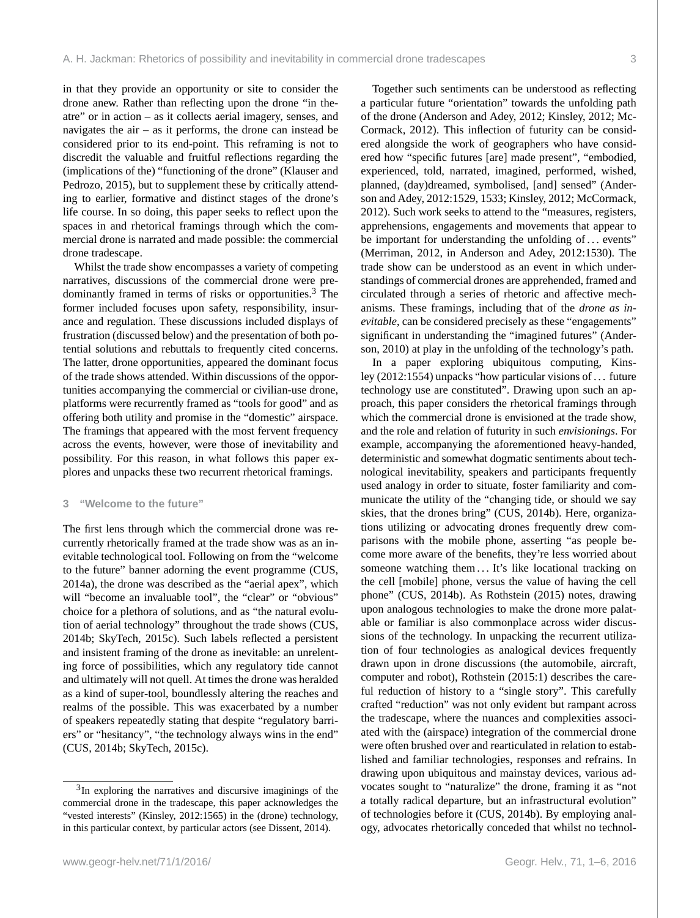in that they provide an opportunity or site to consider the drone anew. Rather than reflecting upon the drone "in theatre" or in action – as it collects aerial imagery, senses, and navigates the air – as it performs, the drone can instead be considered prior to its end-point. This reframing is not to discredit the valuable and fruitful reflections regarding the (implications of the) "functioning of the drone" (Klauser and Pedrozo, 2015), but to supplement these by critically attending to earlier, formative and distinct stages of the drone's life course. In so doing, this paper seeks to reflect upon the spaces in and rhetorical framings through which the commercial drone is narrated and made possible: the commercial drone tradescape.

Whilst the trade show encompasses a variety of competing narratives, discussions of the commercial drone were predominantly framed in terms of risks or opportunities.[3] The former included focuses upon safety, responsibility, insurance and regulation. These discussions included displays of frustration (discussed below) and the presentation of both potential solutions and rebuttals to frequently cited concerns. The latter, drone opportunities, appeared the dominant focus of the trade shows attended. Within discussions of the opportunities accompanying the commercial or civilian-use drone, platforms were recurrently framed as "tools for good" and as offering both utility and promise in the "domestic" airspace. The framings that appeared with the most fervent frequency across the events, however, were those of inevitability and possibility. For this reason, in what follows this paper explores and unpacks these two recurrent rhetorical framings.

## 3 "Welcome to the future"

The first lens through which the commercial drone was recurrently rhetorically framed at the trade show was as an inevitable technological tool. Following on from the "welcome to the future" banner adorning the event programme (CUS, 2014a), the drone was described as the "aerial apex", which will "become an invaluable tool", the "clear" or "obvious" choice for a plethora of solutions, and as "the natural evolution of aerial technology" throughout the trade shows (CUS, 2014b; SkyTech, 2015c). Such labels reflected a persistent and insistent framing of the drone as inevitable: an unrelenting force of possibilities, which any regulatory tide cannot and ultimately will not quell. At times the drone was heralded as a kind of super-tool, boundlessly altering the reaches and realms of the possible. This was exacerbated by a number of speakers repeatedly stating that despite "regulatory barriers" or "hesitancy", "the technology always wins in the end" (CUS, 2014b; SkyTech, 2015c).

Together such sentiments can be understood as reflecting a particular future "orientation" towards the unfolding path of the drone (Anderson and Adey, 2012; Kinsley, 2012; McCormack, 2012). This inflection of futurity can be considered alongside the work of geographers who have considered how "specific futures [are] made present", "embodied, experienced, told, narrated, imagined, performed, wished, planned, (day)dreamed, symbolised, [and] sensed" (Anderson and Adey, 2012:1529, 1533; Kinsley, 2012; McCormack, 2012). Such work seeks to attend to the "measures, registers, apprehensions, engagements and movements that appear to be important for understanding the unfolding of ... events" (Merriman, 2012, in Anderson and Adey, 2012:1530). The trade show can be understood as an event in which understandings of commercial drones are apprehended, framed and circulated through a series of rhetoric and affective mechanisms. These framings, including that of the *drone as inevitable*, can be considered precisely as these "engagements" significant in understanding the "imagined futures" (Anderson, 2010) at play in the unfolding of the technology's path.

In a paper exploring ubiquitous computing, Kinsley (2012:1554) unpacks "how particular visions of ... future technology use are constituted". Drawing upon such an approach, this paper considers the rhetorical framings through which the commercial drone is envisioned at the trade show, and the role and relation of futurity in such *envisionings*. For example, accompanying the aforementioned heavy-handed, deterministic and somewhat dogmatic sentiments about technological inevitability, speakers and participants frequently used analogy in order to situate, foster familiarity and communicate the utility of the "changing tide, or should we say skies, that the drones bring" (CUS, 2014b). Here, organizations utilizing or advocating drones frequently drew comparisons with the mobile phone, asserting "as people become more aware of the benefits, they're less worried about someone watching them ... It's like locational tracking on the cell [mobile] phone, versus the value of having the cell phone" (CUS, 2014b). As Rothstein (2015) notes, drawing upon analogous technologies to make the drone more palatable or familiar is also commonplace across wider discussions of the technology. In unpacking the recurrent utilization of four technologies as analogical devices frequently drawn upon in drone discussions (the automobile, aircraft, computer and robot), Rothstein (2015:1) describes the careful reduction of history to a "single story". This carefully crafted "reduction" was not only evident but rampant across the tradescape, where the nuances and complexities associated with the (airspace) integration of the commercial drone were often brushed over and rearticulated in relation to established and familiar technologies, responses and refrains. In drawing upon ubiquitous and mainstay devices, various advocates sought to "naturalize" the drone, framing it as "not a totally radical departure, but an infrastructural evolution" of technologies before it (CUS, 2014b). By employing analogy, advocates rhetorically conceded that whilst no technol-

[3] In exploring the narratives and discursive imaginings of the commercial drone in the tradescape, this paper acknowledges the "vested interests" (Kinsley, 2012:1565) in the (drone) technology, in this particular context, by particular actors (see Dissent, 2014).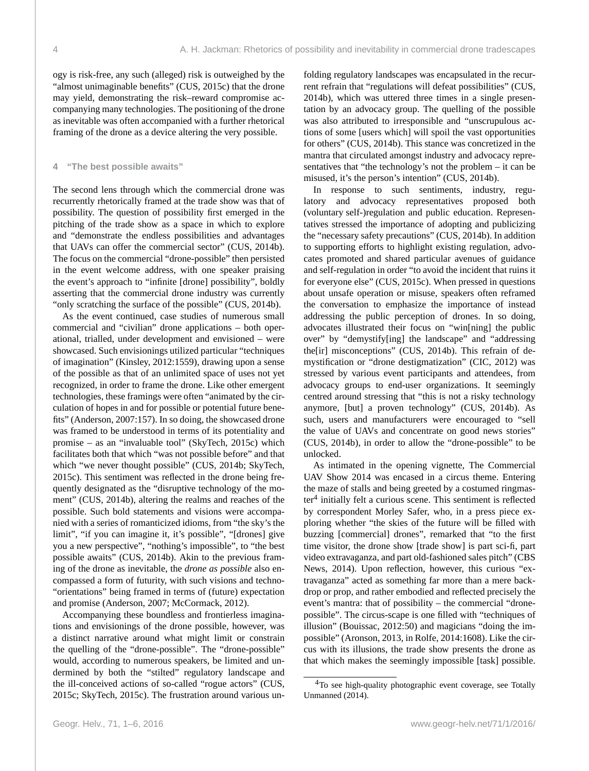ogy is risk-free, any such (alleged) risk is outweighed by the "almost unimaginable benefits" (CUS, 2015c) that the drone may yield, demonstrating the risk–reward compromise accompanying many technologies. The positioning of the drone as inevitable was often accompanied with a further rhetorical framing of the drone as a device altering the very possible.

## 4 "The best possible awaits"

The second lens through which the commercial drone was recurrently rhetorically framed at the trade show was that of possibility. The question of possibility first emerged in the pitching of the trade show as a space in which to explore and "demonstrate the endless possibilities and advantages that UAVs can offer the commercial sector" (CUS, 2014b). The focus on the commercial "drone-possible" then persisted in the event welcome address, with one speaker praising the event's approach to "infinite [drone] possibility", boldly asserting that the commercial drone industry was currently "only scratching the surface of the possible" (CUS, 2014b).

As the event continued, case studies of numerous small commercial and "civilian" drone applications – both operational, trialled, under development and envisioned – were showcased. Such envisionings utilized particular "techniques of imagination" (Kinsley, 2012:1559), drawing upon a sense of the possible as that of an unlimited space of uses not yet recognized, in order to frame the drone. Like other emergent technologies, these framings were often "animated by the circulation of hopes in and for possible or potential future benefits" (Anderson, 2007:157). In so doing, the showcased drone was framed to be understood in terms of its potentiality and promise – as an "invaluable tool" (SkyTech, 2015c) which facilitates both that which "was not possible before" and that which "we never thought possible" (CUS, 2014b; SkyTech, 2015c). This sentiment was reflected in the drone being frequently designated as the "disruptive technology of the moment" (CUS, 2014b), altering the realms and reaches of the possible. Such bold statements and visions were accompanied with a series of romanticized idioms, from "the sky's the limit", "if you can imagine it, it's possible", "[drones] give you a new perspective", "nothing's impossible", to "the best possible awaits" (CUS, 2014b). Akin to the previous framing of the drone as inevitable, the *drone as possible* also encompassed a form of futurity, with such visions and techno-"orientations" being framed in terms of (future) expectation and promise (Anderson, 2007; McCormack, 2012).

Accompanying these boundless and frontierless imaginations and envisionings of the drone possible, however, was a distinct narrative around what might limit or constrain the quelling of the "drone-possible". The "drone-possible" would, according to numerous speakers, be limited and undermined by both the "stilted" regulatory landscape and the ill-conceived actions of so-called "rogue actors" (CUS, 2015c; SkyTech, 2015c). The frustration around various unfolding regulatory landscapes was encapsulated in the recurrent refrain that "regulations will defeat possibilities" (CUS, 2014b), which was uttered three times in a single presentation by an advocacy group. The quelling of the possible was also attributed to irresponsible and "unscrupulous actions of some [users which] will spoil the vast opportunities for others" (CUS, 2014b). This stance was concretized in the mantra that circulated amongst industry and advocacy representatives that "the technology's not the problem – it can be misused, it's the person's intention" (CUS, 2014b).

In response to such sentiments, industry, regulatory and advocacy representatives proposed both (voluntary self-)regulation and public education. Representatives stressed the importance of adopting and publicizing the "necessary safety precautions" (CUS, 2014b). In addition to supporting efforts to highlight existing regulation, advocates promoted and shared particular avenues of guidance and self-regulation in order "to avoid the incident that ruins it for everyone else" (CUS, 2015c). When pressed in questions about unsafe operation or misuse, speakers often reframed the conversation to emphasize the importance of instead addressing the public perception of drones. In so doing, advocates illustrated their focus on "win[ning] the public over" by "demystify[ing] the landscape" and "addressing the[ir] misconceptions" (CUS, 2014b). This refrain of demystification or "drone destigmatization" (CIC, 2012) was stressed by various event participants and attendees, from advocacy groups to end-user organizations. It seemingly centred around stressing that "this is not a risky technology anymore, [but] a proven technology" (CUS, 2014b). As such, users and manufacturers were encouraged to "sell the value of UAVs and concentrate on good news stories" (CUS, 2014b), in order to allow the "drone-possible" to be unlocked.

As intimated in the opening vignette, The Commercial UAV Show 2014 was encased in a circus theme. Entering the maze of stalls and being greeted by a costumed ringmaster[4] initially felt a curious scene. This sentiment is reflected by correspondent Morley Safer, who, in a press piece exploring whether "the skies of the future will be filled with buzzing [commercial] drones", remarked that "to the first time visitor, the drone show [trade show] is part sci-fi, part video extravaganza, and part old-fashioned sales pitch" (CBS News, 2014). Upon reflection, however, this curious "extravaganza" acted as something far more than a mere backdrop or prop, and rather embodied and reflected precisely the event's mantra: that of possibility – the commercial "drone-possible". The circus-scape is one filled with "techniques of illusion" (Bouissac, 2012:50) and magicians "doing the impossible" (Aronson, 2013, in Rolfe, 2014:1608). Like the circus with its illusions, the trade show presents the drone as that which makes the seemingly impossible [task] possible.

[4]To see high-quality photographic event coverage, see Totally Unmanned (2014).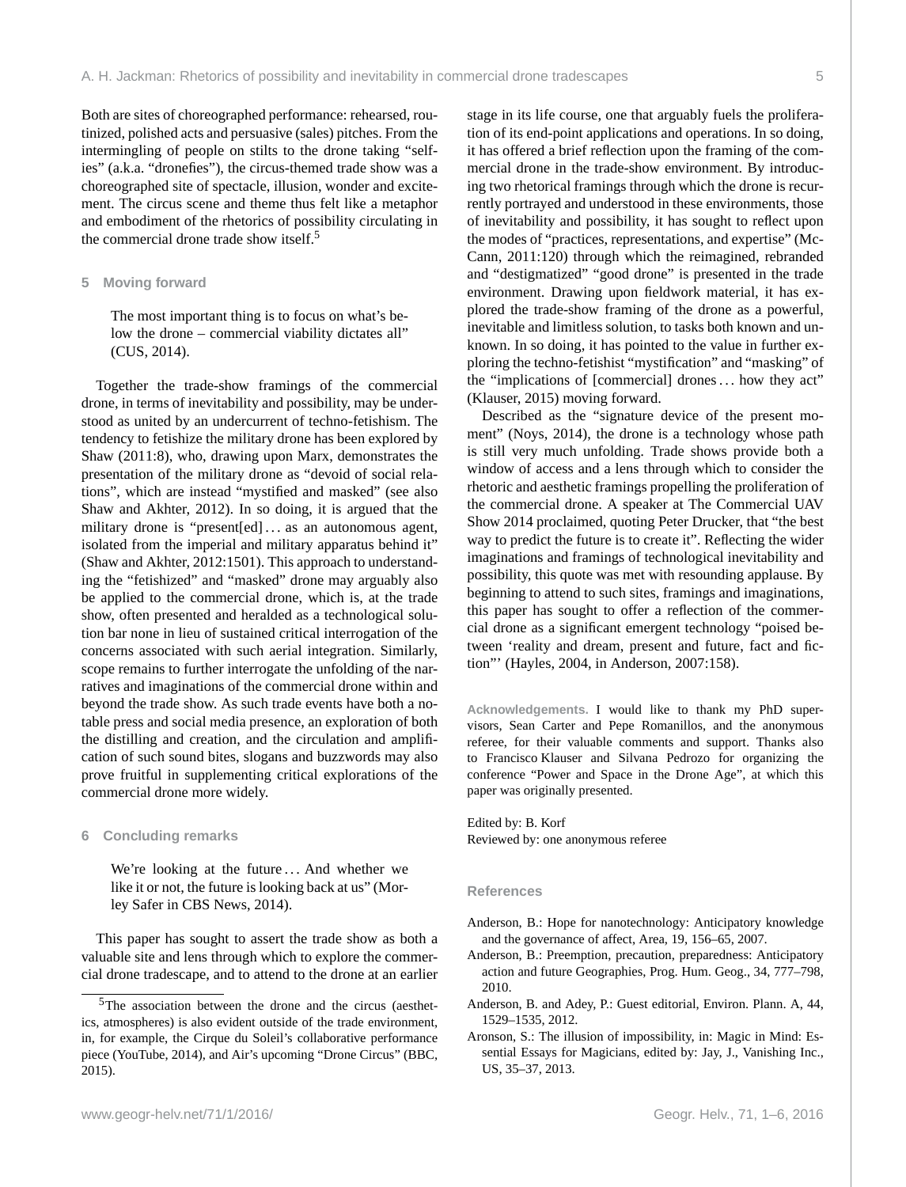Both are sites of choreographed performance: rehearsed, routinized, polished acts and persuasive (sales) pitches. From the intermingling of people on stilts to the drone taking "selfies" (a.k.a. "dronefies"), the circus-themed trade show was a choreographed site of spectacle, illusion, wonder and excitement. The circus scene and theme thus felt like a metaphor and embodiment of the rhetorics of possibility circulating in the commercial drone trade show itself.[5]

## 5 Moving forward

> The most important thing is to focus on what's below the drone – commercial viability dictates all" (CUS, 2014).

Together the trade-show framings of the commercial drone, in terms of inevitability and possibility, may be understood as united by an undercurrent of techno-fetishism. The tendency to fetishize the military drone has been explored by Shaw (2011:8), who, drawing upon Marx, demonstrates the presentation of the military drone as "devoid of social relations", which are instead "mystified and masked" (see also Shaw and Akhter, 2012). In so doing, it is argued that the military drone is "present[ed] ... as an autonomous agent, isolated from the imperial and military apparatus behind it" (Shaw and Akhter, 2012:1501). This approach to understanding the "fetishized" and "masked" drone may arguably also be applied to the commercial drone, which is, at the trade show, often presented and heralded as a technological solution bar none in lieu of sustained critical interrogation of the concerns associated with such aerial integration. Similarly, scope remains to further interrogate the unfolding of the narratives and imaginations of the commercial drone within and beyond the trade show. As such trade events have both a notable press and social media presence, an exploration of both the distilling and creation, and the circulation and amplification of such sound bites, slogans and buzzwords may also prove fruitful in supplementing critical explorations of the commercial drone more widely.

## 6 Concluding remarks

> We're looking at the future ... And whether we like it or not, the future is looking back at us" (Morley Safer in CBS News, 2014).

This paper has sought to assert the trade show as both a valuable site and lens through which to explore the commercial drone tradescape, and to attend to the drone at an earlier stage in its life course, one that arguably fuels the proliferation of its end-point applications and operations. In so doing, it has offered a brief reflection upon the framing of the commercial drone in the trade-show environment. By introducing two rhetorical framings through which the drone is recurrently portrayed and understood in these environments, those of inevitability and possibility, it has sought to reflect upon the modes of "practices, representations, and expertise" (McCann, 2011:120) through which the reimagined, rebranded and "destigmatized" "good drone" is presented in the trade environment. Drawing upon fieldwork material, it has explored the trade-show framing of the drone as a powerful, inevitable and limitless solution, to tasks both known and unknown. In so doing, it has pointed to the value in further exploring the techno-fetishist "mystification" and "masking" of the "implications of [commercial] drones ... how they act" (Klauser, 2015) moving forward.

Described as the "signature device of the present moment" (Noys, 2014), the drone is a technology whose path is still very much unfolding. Trade shows provide both a window of access and a lens through which to consider the rhetoric and aesthetic framings propelling the proliferation of the commercial drone. A speaker at The Commercial UAV Show 2014 proclaimed, quoting Peter Drucker, that "the best way to predict the future is to create it". Reflecting the wider imaginations and framings of technological inevitability and possibility, this quote was met with resounding applause. By beginning to attend to such sites, framings and imaginations, this paper has sought to offer a reflection of the commercial drone as a significant emergent technology "poised between 'reality and dream, present and future, fact and fiction"' (Hayles, 2004, in Anderson, 2007:158).

**Acknowledgements.** I would like to thank my PhD supervisors, Sean Carter and Pepe Romanillos, and the anonymous referee, for their valuable comments and support. Thanks also to Francisco Klauser and Silvana Pedrozo for organizing the conference "Power and Space in the Drone Age", at which this paper was originally presented.

Edited by: B. Korf
Reviewed by: one anonymous referee

## References

Anderson, B.: Hope for nanotechnology: Anticipatory knowledge and the governance of affect, Area, 19, 156–65, 2007.

Anderson, B.: Preemption, precaution, preparedness: Anticipatory action and future Geographies, Prog. Hum. Geog., 34, 777–798, 2010.

Anderson, B. and Adey, P.: Guest editorial, Environ. Plann. A, 44, 1529–1535, 2012.

Aronson, S.: The illusion of impossibility, in: Magic in Mind: Essential Essays for Magicians, edited by: Jay, J., Vanishing Inc., US, 35–37, 2013.

[5] The association between the drone and the circus (aesthetics, atmospheres) is also evident outside of the trade environment, in, for example, the Cirque du Soleil's collaborative performance piece (YouTube, 2014), and Air's upcoming "Drone Circus" (BBC, 2015).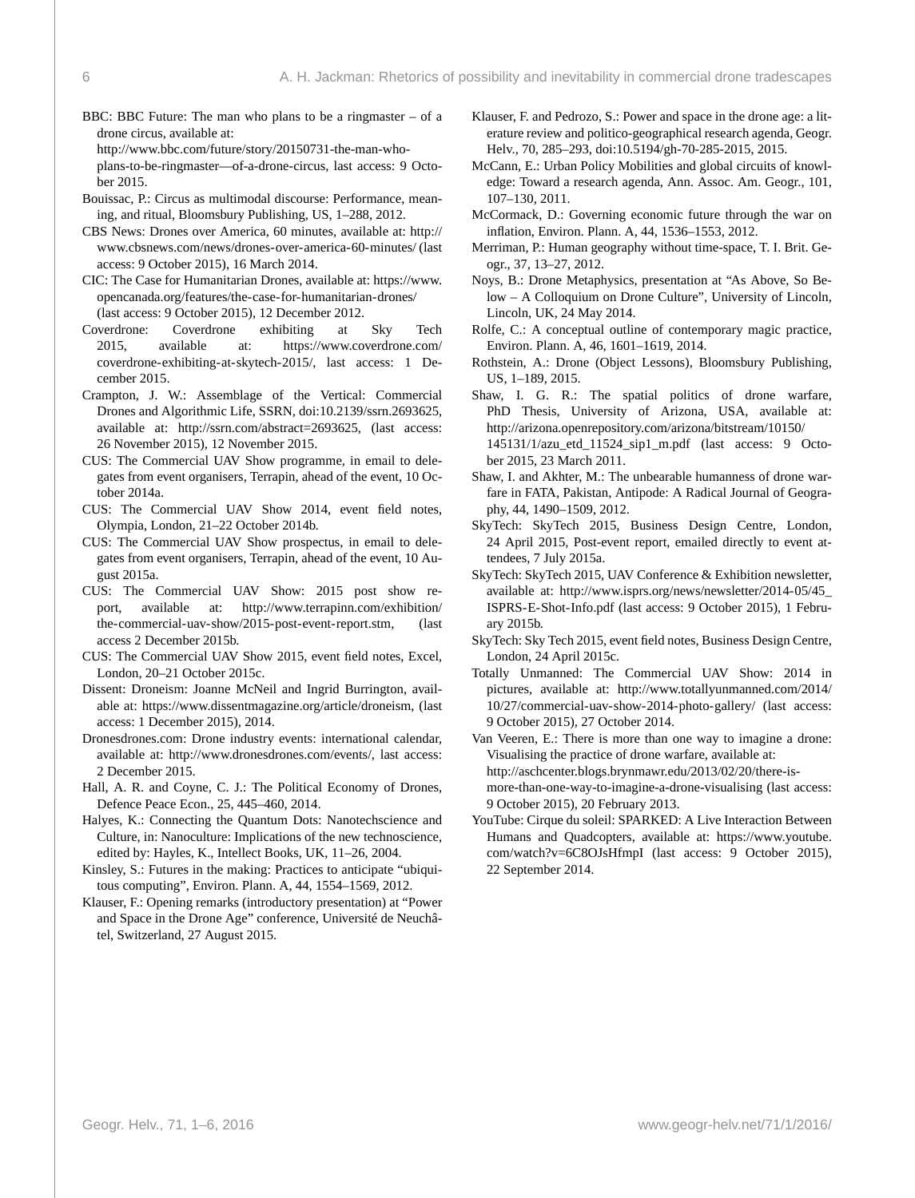BBC: BBC Future: The man who plans to be a ringmaster – of a drone circus, available at: http://www.bbc.com/future/story/20150731-the-man-who-plans-to-be-ringmaster—of-a-drone-circus, last access: 9 October 2015.

Bouissac, P.: Circus as multimodal discourse: Performance, meaning, and ritual, Bloomsbury Publishing, US, 1–288, 2012.

CBS News: Drones over America, 60 minutes, available at: http://www.cbsnews.com/news/drones-over-america-60-minutes/ (last access: 9 October 2015), 16 March 2014.

CIC: The Case for Humanitarian Drones, available at: https://www.opencanada.org/features/the-case-for-humanitarian-drones/ (last access: 9 October 2015), 12 December 2012.

Coverdrone: Coverdrone exhibiting at Sky Tech 2015, available at: https://www.coverdrone.com/coverdrone-exhibiting-at-skytech-2015/, last access: 1 December 2015.

Crampton, J. W.: Assemblage of the Vertical: Commercial Drones and Algorithmic Life, SSRN, doi:10.2139/ssrn.2693625, available at: http://ssrn.com/abstract=2693625, (last access: 26 November 2015), 12 November 2015.

CUS: The Commercial UAV Show programme, in email to delegates from event organisers, Terrapin, ahead of the event, 10 October 2014a.

CUS: The Commercial UAV Show 2014, event field notes, Olympia, London, 21–22 October 2014b.

CUS: The Commercial UAV Show prospectus, in email to delegates from event organisers, Terrapin, ahead of the event, 10 August 2015a.

CUS: The Commercial UAV Show: 2015 post show report, available at: http://www.terrapinn.com/exhibition/the-commercial-uav-show/2015-post-event-report.stm, (last access 2 December 2015b.

CUS: The Commercial UAV Show 2015, event field notes, Excel, London, 20–21 October 2015c.

Dissent: Droneism: Joanne McNeil and Ingrid Burrington, available at: https://www.dissentmagazine.org/article/droneism, (last access: 1 December 2015), 2014.

Dronesdrones.com: Drone industry events: international calendar, available at: http://www.dronesdrones.com/events/, last access: 2 December 2015.

Hall, A. R. and Coyne, C. J.: The Political Economy of Drones, Defence Peace Econ., 25, 445–460, 2014.

Halyes, K.: Connecting the Quantum Dots: Nanotechscience and Culture, in: Nanoculture: Implications of the new technoscience, edited by: Hayles, K., Intellect Books, UK, 11–26, 2004.

Kinsley, S.: Futures in the making: Practices to anticipate "ubiquitous computing", Environ. Plann. A, 44, 1554–1569, 2012.

Klauser, F.: Opening remarks (introductory presentation) at "Power and Space in the Drone Age" conference, Université de Neuchâtel, Switzerland, 27 August 2015.

Klauser, F. and Pedrozo, S.: Power and space in the drone age: a literature review and politico-geographical research agenda, Geogr. Helv., 70, 285–293, doi:10.5194/gh-70-285-2015, 2015.

McCann, E.: Urban Policy Mobilities and global circuits of knowledge: Toward a research agenda, Ann. Assoc. Am. Geogr., 101, 107–130, 2011.

McCormack, D.: Governing economic future through the war on inflation, Environ. Plann. A, 44, 1536–1553, 2012.

Merriman, P.: Human geography without time-space, T. I. Brit. Geogr., 37, 13–27, 2012.

Noys, B.: Drone Metaphysics, presentation at "As Above, So Below – A Colloquium on Drone Culture", University of Lincoln, Lincoln, UK, 24 May 2014.

Rolfe, C.: A conceptual outline of contemporary magic practice, Environ. Plann. A, 46, 1601–1619, 2014.

Rothstein, A.: Drone (Object Lessons), Bloomsbury Publishing, US, 1–189, 2015.

Shaw, I. G. R.: The spatial politics of drone warfare, PhD Thesis, University of Arizona, USA, available at: http://arizona.openrepository.com/arizona/bitstream/10150/145131/1/azu_etd_11524_sip1_m.pdf (last access: 9 October 2015, 23 March 2011.

Shaw, I. and Akhter, M.: The unbearable humanness of drone warfare in FATA, Pakistan, Antipode: A Radical Journal of Geography, 44, 1490–1509, 2012.

SkyTech: SkyTech 2015, Business Design Centre, London, 24 April 2015, Post-event report, emailed directly to event attendees, 7 July 2015a.

SkyTech: SkyTech 2015, UAV Conference & Exhibition newsletter, available at: http://www.isprs.org/news/newsletter/2014-05/45_ISPRS-E-Shot-Info.pdf (last access: 9 October 2015), 1 February 2015b.

SkyTech: Sky Tech 2015, event field notes, Business Design Centre, London, 24 April 2015c.

Totally Unmanned: The Commercial UAV Show: 2014 in pictures, available at: http://www.totallyunmanned.com/2014/10/27/commercial-uav-show-2014-photo-gallery/ (last access: 9 October 2015), 27 October 2014.

Van Veeren, E.: There is more than one way to imagine a drone: Visualising the practice of drone warfare, available at: http://aschcenter.blogs.brynmawr.edu/2013/02/20/there-is-more-than-one-way-to-imagine-a-drone-visualising (last access: 9 October 2015), 20 February 2013.

YouTube: Cirque du soleil: SPARKED: A Live Interaction Between Humans and Quadcopters, available at: https://www.youtube.com/watch?v=6C8OJsHfmpI (last access: 9 October 2015), 22 September 2014.